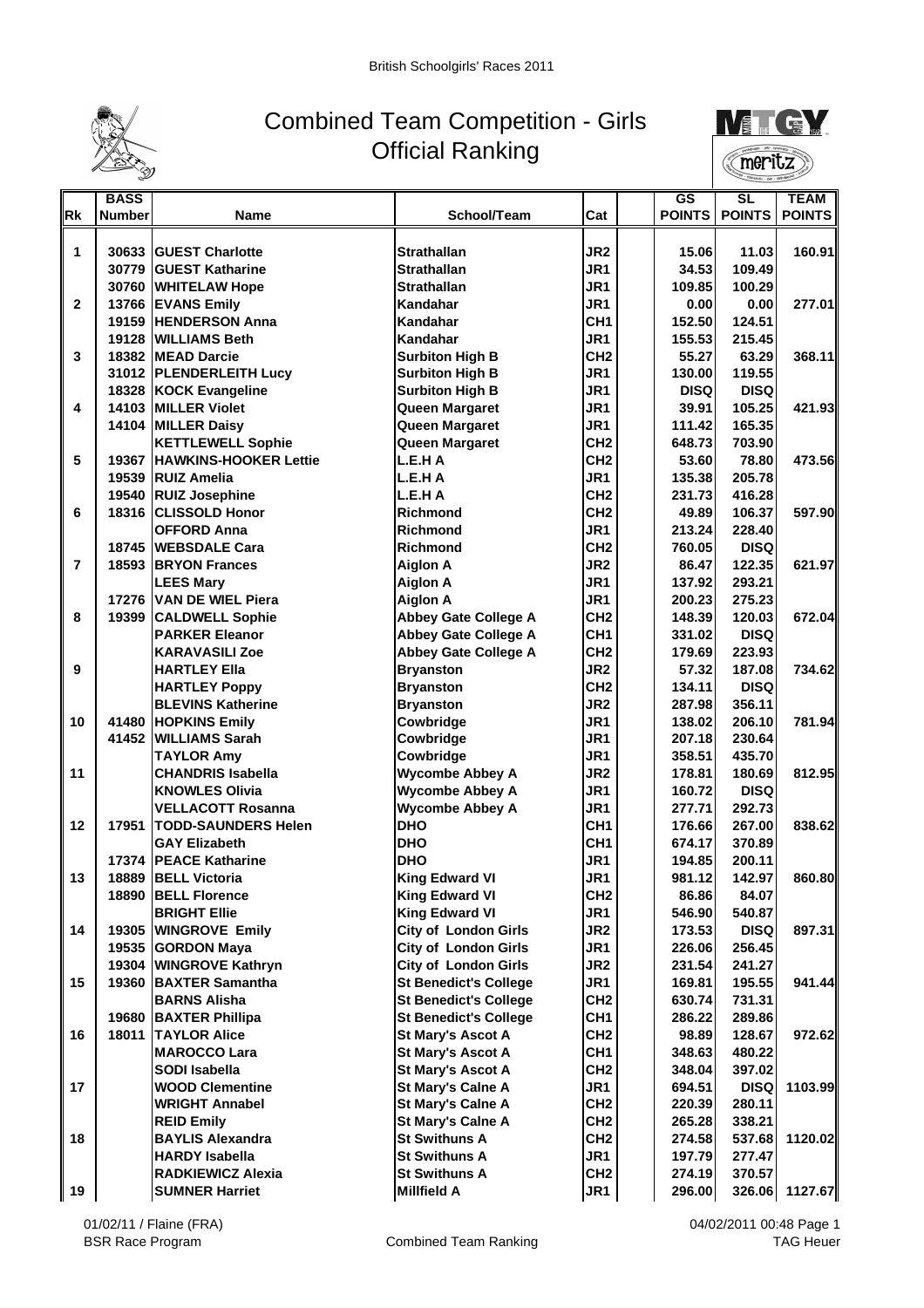British Schoolgirls' Races 2011

# Combined Team Competition - Girls
## Official Ranking

| Rk | BASS Number | Name | School/Team | Cat | | GS POINTS | SL POINTS | TEAM POINTS |
|---|---|---|---|---|---|---|---|---|
| 1 | 30633 | GUEST Charlotte | Strathallan | JR2 | | 15.06 | 11.03 | 160.91 |
| | 30779 | GUEST Katharine | Strathallan | JR1 | | 34.53 | 109.49 | |
| | 30760 | WHITELAW Hope | Strathallan | JR1 | | 109.85 | 100.29 | |
| 2 | 13766 | EVANS Emily | Kandahar | JR1 | | 0.00 | 0.00 | 277.01 |
| | 19159 | HENDERSON Anna | Kandahar | CH1 | | 152.50 | 124.51 | |
| | 19128 | WILLIAMS Beth | Kandahar | JR1 | | 155.53 | 215.45 | |
| 3 | 18382 | MEAD Darcie | Surbiton High B | CH2 | | 55.27 | 63.29 | 368.11 |
| | 31012 | PLENDERLEITH Lucy | Surbiton High B | JR1 | | 130.00 | 119.55 | |
| | 18328 | KOCK Evangeline | Surbiton High B | JR1 | | DISQ | DISQ | |
| 4 | 14103 | MILLER Violet | Queen Margaret | JR1 | | 39.91 | 105.25 | 421.93 |
| | 14104 | MILLER Daisy | Queen Margaret | JR1 | | 111.42 | 165.35 | |
| | | KETTLEWELL Sophie | Queen Margaret | CH2 | | 648.73 | 703.90 | |
| 5 | 19367 | HAWKINS-HOOKER Lettie | L.E.H A | CH2 | | 53.60 | 78.80 | 473.56 |
| | 19539 | RUIZ Amelia | L.E.H A | JR1 | | 135.38 | 205.78 | |
| | 19540 | RUIZ Josephine | L.E.H A | CH2 | | 231.73 | 416.28 | |
| 6 | 18316 | CLISSOLD Honor | Richmond | CH2 | | 49.89 | 106.37 | 597.90 |
| | | OFFORD Anna | Richmond | JR1 | | 213.24 | 228.40 | |
| | 18745 | WEBSDALE Cara | Richmond | CH2 | | 760.05 | DISQ | |
| 7 | 18593 | BRYON Frances | Aiglon A | JR2 | | 86.47 | 122.35 | 621.97 |
| | | LEES Mary | Aiglon A | JR1 | | 137.92 | 293.21 | |
| | 17276 | VAN DE WIEL Piera | Aiglon A | JR1 | | 200.23 | 275.23 | |
| 8 | 19399 | CALDWELL Sophie | Abbey Gate College A | CH2 | | 148.39 | 120.03 | 672.04 |
| | | PARKER Eleanor | Abbey Gate College A | CH1 | | 331.02 | DISQ | |
| | | KARAVASILI Zoe | Abbey Gate College A | CH2 | | 179.69 | 223.93 | |
| 9 | | HARTLEY Ella | Bryanston | JR2 | | 57.32 | 187.08 | 734.62 |
| | | HARTLEY Poppy | Bryanston | CH2 | | 134.11 | DISQ | |
| | | BLEVINS Katherine | Bryanston | JR2 | | 287.98 | 356.11 | |
| 10 | 41480 | HOPKINS Emily | Cowbridge | JR1 | | 138.02 | 206.10 | 781.94 |
| | 41452 | WILLIAMS Sarah | Cowbridge | JR1 | | 207.18 | 230.64 | |
| | | TAYLOR Amy | Cowbridge | JR1 | | 358.51 | 435.70 | |
| 11 | | CHANDRIS Isabella | Wycombe Abbey A | JR2 | | 178.81 | 180.69 | 812.95 |
| | | KNOWLES Olivia | Wycombe Abbey A | JR1 | | 160.72 | DISQ | |
| | | VELLACOTT Rosanna | Wycombe Abbey A | JR1 | | 277.71 | 292.73 | |
| 12 | 17951 | TODD-SAUNDERS Helen | DHO | CH1 | | 176.66 | 267.00 | 838.62 |
| | | GAY Elizabeth | DHO | CH1 | | 674.17 | 370.89 | |
| | 17374 | PEACE Katharine | DHO | JR1 | | 194.85 | 200.11 | |
| 13 | 18889 | BELL Victoria | King Edward VI | JR1 | | 981.12 | 142.97 | 860.80 |
| | 18890 | BELL Florence | King Edward VI | CH2 | | 86.86 | 84.07 | |
| | | BRIGHT Ellie | King Edward VI | JR1 | | 546.90 | 540.87 | |
| 14 | 19305 | WINGROVE Emily | City of London Girls | JR2 | | 173.53 | DISQ | 897.31 |
| | 19535 | GORDON Maya | City of London Girls | JR1 | | 226.06 | 256.45 | |
| | 19304 | WINGROVE Kathryn | City of London Girls | JR2 | | 231.54 | 241.27 | |
| 15 | 19360 | BAXTER Samantha | St Benedict's College | JR1 | | 169.81 | 195.55 | 941.44 |
| | | BARNS Alisha | St Benedict's College | CH2 | | 630.74 | 731.31 | |
| | 19680 | BAXTER Phillipa | St Benedict's College | CH1 | | 286.22 | 289.86 | |
| 16 | 18011 | TAYLOR Alice | St Mary's Ascot A | CH2 | | 98.89 | 128.67 | 972.62 |
| | | MAROCCO Lara | St Mary's Ascot A | CH1 | | 348.63 | 480.22 | |
| | | SODI Isabella | St Mary's Ascot A | CH2 | | 348.04 | 397.02 | |
| 17 | | WOOD Clementine | St Mary's Calne A | JR1 | | 694.51 | DISQ | 1103.99 |
| | | WRIGHT Annabel | St Mary's Calne A | CH2 | | 220.39 | 280.11 | |
| | | REID Emily | St Mary's Calne A | CH2 | | 265.28 | 338.21 | |
| 18 | | BAYLIS Alexandra | St Swithuns A | CH2 | | 274.58 | 537.68 | 1120.02 |
| | | HARDY Isabella | St Swithuns A | JR1 | | 197.79 | 277.47 | |
| | | RADKIEWICZ Alexia | St Swithuns A | CH2 | | 274.19 | 370.57 | |
| 19 | | SUMNER Harriet | Millfield A | JR1 | | 296.00 | 326.06 | 1127.67 |

01/02/11 / Flaine (FRA)
BSR Race Program

Combined Team Ranking

04/02/2011 00:48 Page 1
TAG Heuer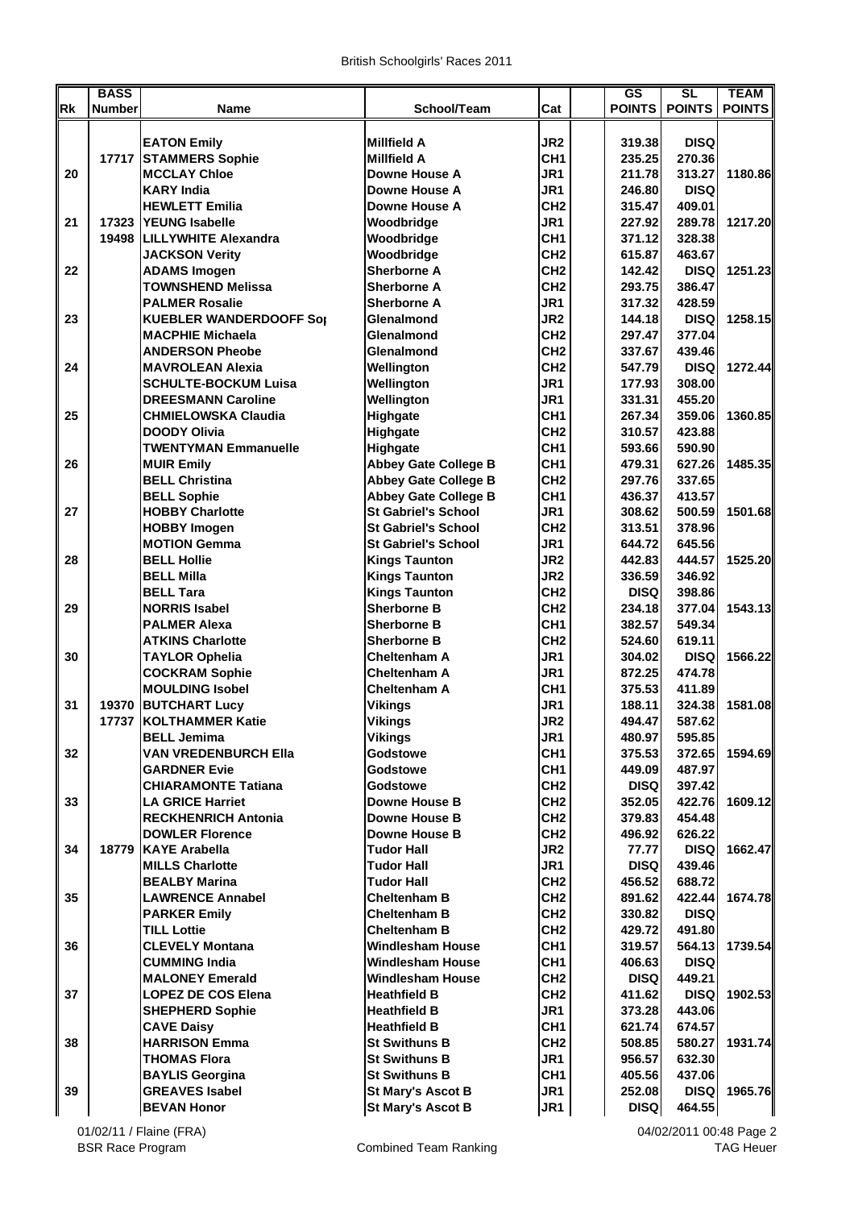British Schoolgirls' Races 2011

| Rk | BASS Number | Name | School/Team | Cat | | GS POINTS | SL POINTS | TEAM POINTS |
|---|---|---|---|---|---|---|---|---|
| | | EATON Emily | Millfield A | JR2 | | 319.38 | DISQ | |
| | 17717 | STAMMERS Sophie | Millfield A | CH1 | | 235.25 | 270.36 | |
| 20 | | MCCLAY Chloe | Downe House A | JR1 | | 211.78 | 313.27 | 1180.86 |
| | | KARY India | Downe House A | JR1 | | 246.80 | DISQ | |
| | | HEWLETT Emilia | Downe House A | CH2 | | 315.47 | 409.01 | |
| 21 | 17323 | YEUNG Isabelle | Woodbridge | JR1 | | 227.92 | 289.78 | 1217.20 |
| | 19498 | LILLYWHITE Alexandra | Woodbridge | CH1 | | 371.12 | 328.38 | |
| | | JACKSON Verity | Woodbridge | CH2 | | 615.87 | 463.67 | |
| 22 | | ADAMS Imogen | Sherborne A | CH2 | | 142.42 | DISQ | 1251.23 |
| | | TOWNSHEND Melissa | Sherborne A | CH2 | | 293.75 | 386.47 | |
| | | PALMER Rosalie | Sherborne A | JR1 | | 317.32 | 428.59 | |
| 23 | | KUEBLER WANDERDOOFF Sop | Glenalmond | JR2 | | 144.18 | DISQ | 1258.15 |
| | | MACPHIE Michaela | Glenalmond | CH2 | | 297.47 | 377.04 | |
| | | ANDERSON Pheobe | Glenalmond | CH2 | | 337.67 | 439.46 | |
| 24 | | MAVROLEAN Alexia | Wellington | CH2 | | 547.79 | DISQ | 1272.44 |
| | | SCHULTE-BOCKUM Luisa | Wellington | JR1 | | 177.93 | 308.00 | |
| | | DREESMANN Caroline | Wellington | JR1 | | 331.31 | 455.20 | |
| 25 | | CHMIELOWSKA Claudia | Highgate | CH1 | | 267.34 | 359.06 | 1360.85 |
| | | DOODY Olivia | Highgate | CH2 | | 310.57 | 423.88 | |
| | | TWENTYMAN Emmanuelle | Highgate | CH1 | | 593.66 | 590.90 | |
| 26 | | MUIR Emily | Abbey Gate College B | CH1 | | 479.31 | 627.26 | 1485.35 |
| | | BELL Christina | Abbey Gate College B | CH2 | | 297.76 | 337.65 | |
| | | BELL Sophie | Abbey Gate College B | CH1 | | 436.37 | 413.57 | |
| 27 | | HOBBY Charlotte | St Gabriel's School | JR1 | | 308.62 | 500.59 | 1501.68 |
| | | HOBBY Imogen | St Gabriel's School | CH2 | | 313.51 | 378.96 | |
| | | MOTION Gemma | St Gabriel's School | JR1 | | 644.72 | 645.56 | |
| 28 | | BELL Hollie | Kings Taunton | JR2 | | 442.83 | 444.57 | 1525.20 |
| | | BELL Milla | Kings Taunton | JR2 | | 336.59 | 346.92 | |
| | | BELL Tara | Kings Taunton | CH2 | | DISQ | 398.86 | |
| 29 | | NORRIS Isabel | Sherborne B | CH2 | | 234.18 | 377.04 | 1543.13 |
| | | PALMER Alexa | Sherborne B | CH1 | | 382.57 | 549.34 | |
| | | ATKINS Charlotte | Sherborne B | CH2 | | 524.60 | 619.11 | |
| 30 | | TAYLOR Ophelia | Cheltenham A | JR1 | | 304.02 | DISQ | 1566.22 |
| | | COCKRAM Sophie | Cheltenham A | JR1 | | 872.25 | 474.78 | |
| | | MOULDING Isobel | Cheltenham A | CH1 | | 375.53 | 411.89 | |
| 31 | 19370 | BUTCHART Lucy | Vikings | JR1 | | 188.11 | 324.38 | 1581.08 |
| | 17737 | KOLTHAMMER Katie | Vikings | JR2 | | 494.47 | 587.62 | |
| | | BELL Jemima | Vikings | JR1 | | 480.97 | 595.85 | |
| 32 | | VAN VREDENBURCH Ella | Godstowe | CH1 | | 375.53 | 372.65 | 1594.69 |
| | | GARDNER Evie | Godstowe | CH1 | | 449.09 | 487.97 | |
| | | CHIARAMONTE Tatiana | Godstowe | CH2 | | DISQ | 397.42 | |
| 33 | | LA GRICE Harriet | Downe House B | CH2 | | 352.05 | 422.76 | 1609.12 |
| | | RECKHENRICH Antonia | Downe House B | CH2 | | 379.83 | 454.48 | |
| | | DOWLER Florence | Downe House B | CH2 | | 496.92 | 626.22 | |
| 34 | 18779 | KAYE Arabella | Tudor Hall | JR2 | | 77.77 | DISQ | 1662.47 |
| | | MILLS Charlotte | Tudor Hall | JR1 | | DISQ | 439.46 | |
| | | BEALBY Marina | Tudor Hall | CH2 | | 456.52 | 688.72 | |
| 35 | | LAWRENCE Annabel | Cheltenham B | CH2 | | 891.62 | 422.44 | 1674.78 |
| | | PARKER Emily | Cheltenham B | CH2 | | 330.82 | DISQ | |
| | | TILL Lottie | Cheltenham B | CH2 | | 429.72 | 491.80 | |
| 36 | | CLEVELY Montana | Windlesham House | CH1 | | 319.57 | 564.13 | 1739.54 |
| | | CUMMING India | Windlesham House | CH1 | | 406.63 | DISQ | |
| | | MALONEY Emerald | Windlesham House | CH2 | | DISQ | 449.21 | |
| 37 | | LOPEZ DE COS Elena | Heathfield B | CH2 | | 411.62 | DISQ | 1902.53 |
| | | SHEPHERD Sophie | Heathfield B | JR1 | | 373.28 | 443.06 | |
| | | CAVE Daisy | Heathfield B | CH1 | | 621.74 | 674.57 | |
| 38 | | HARRISON Emma | St Swithuns B | CH2 | | 508.85 | 580.27 | 1931.74 |
| | | THOMAS Flora | St Swithuns B | JR1 | | 956.57 | 632.30 | |
| | | BAYLIS Georgina | St Swithuns B | CH1 | | 405.56 | 437.06 | |
| 39 | | GREAVES Isabel | St Mary's Ascot B | JR1 | | 252.08 | DISQ | 1965.76 |
| | | BEVAN Honor | St Mary's Ascot B | JR1 | | DISQ | 464.55 | |

01/02/11 / Flaine (FRA) — BSR Race Program — Combined Team Ranking — 04/02/2011 00:48 — TAG Heuer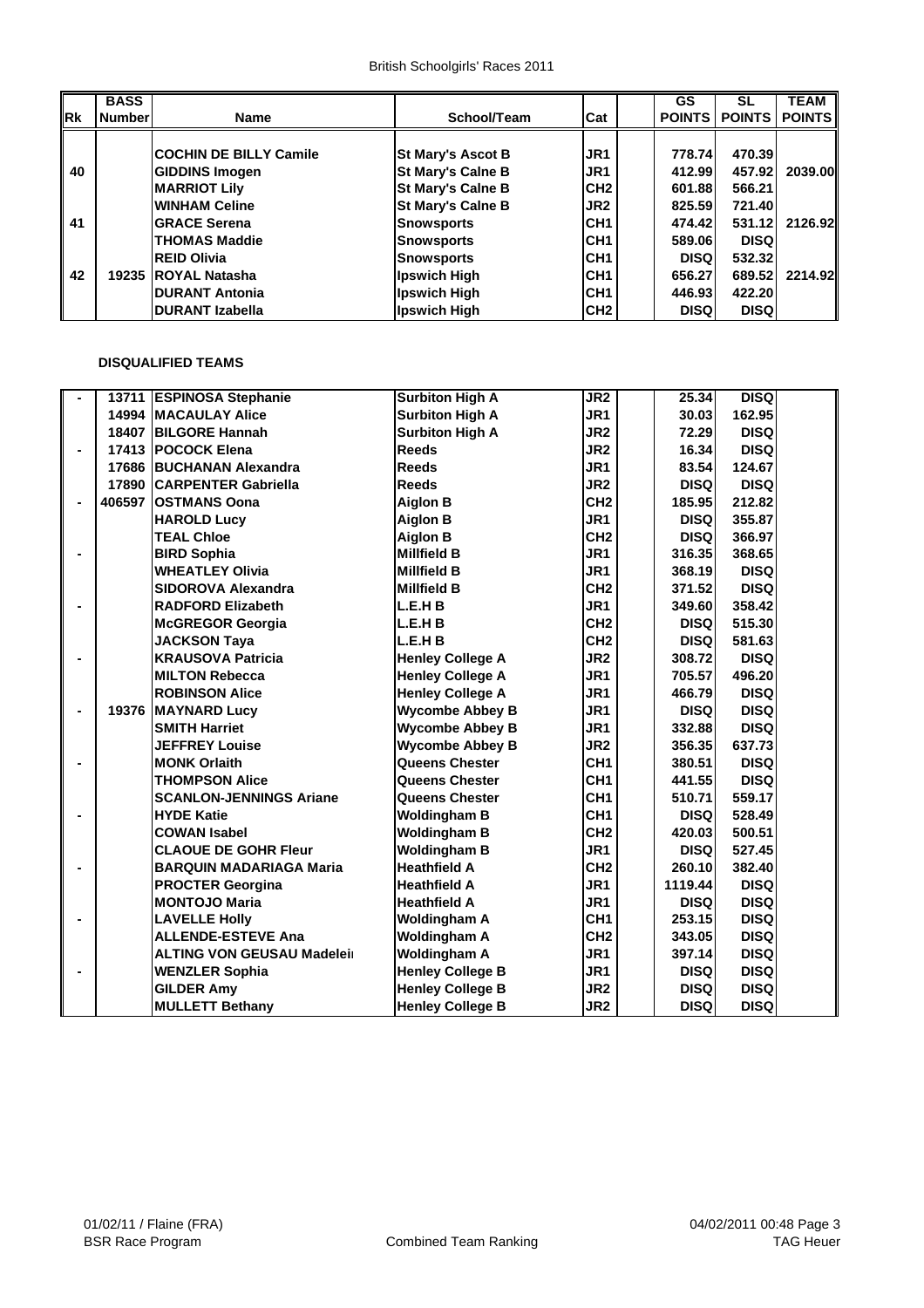British Schoolgirls' Races 2011

| Rk | BASS Number | Name | School/Team | Cat | | GS POINTS | SL POINTS | TEAM POINTS |
|---|---|---|---|---|---|---|---|---|
| | | COCHIN DE BILLY Camile | St Mary's Ascot B | JR1 | | 778.74 | 470.39 | |
| 40 | | GIDDINS Imogen | St Mary's Calne B | JR1 | | 412.99 | 457.92 | 2039.00 |
| | | MARRIOT Lily | St Mary's Calne B | CH2 | | 601.88 | 566.21 | |
| | | WINHAM Celine | St Mary's Calne B | JR2 | | 825.59 | 721.40 | |
| 41 | | GRACE Serena | Snowsports | CH1 | | 474.42 | 531.12 | 2126.92 |
| | | THOMAS Maddie | Snowsports | CH1 | | 589.06 | DISQ | |
| | | REID Olivia | Snowsports | CH1 | | DISQ | 532.32 | |
| 42 | 19235 | ROYAL Natasha | Ipswich High | CH1 | | 656.27 | 689.52 | 2214.92 |
| | | DURANT Antonia | Ipswich High | CH1 | | 446.93 | 422.20 | |
| | | DURANT Izabella | Ipswich High | CH2 | | DISQ | DISQ | |

**DISQUALIFIED TEAMS**

| | | | | | | | | |
|---|---|---|---|---|---|---|---|---|
| - | 13711 | ESPINOSA Stephanie | Surbiton High A | JR2 | | 25.34 | DISQ | |
| | 14994 | MACAULAY Alice | Surbiton High A | JR1 | | 30.03 | 162.95 | |
| | 18407 | BILGORE Hannah | Surbiton High A | JR2 | | 72.29 | DISQ | |
| - | 17413 | POCOCK Elena | Reeds | JR2 | | 16.34 | DISQ | |
| | 17686 | BUCHANAN Alexandra | Reeds | JR1 | | 83.54 | 124.67 | |
| | 17890 | CARPENTER Gabriella | Reeds | JR2 | | DISQ | DISQ | |
| - | 406597 | OSTMANS Oona | Aiglon B | CH2 | | 185.95 | 212.82 | |
| | | HAROLD Lucy | Aiglon B | JR1 | | DISQ | 355.87 | |
| | | TEAL Chloe | Aiglon B | CH2 | | DISQ | 366.97 | |
| - | | BIRD Sophia | Millfield B | JR1 | | 316.35 | 368.65 | |
| | | WHEATLEY Olivia | Millfield B | JR1 | | 368.19 | DISQ | |
| | | SIDOROVA Alexandra | Millfield B | CH2 | | 371.52 | DISQ | |
| - | | RADFORD Elizabeth | L.E.H B | JR1 | | 349.60 | 358.42 | |
| | | McGREGOR Georgia | L.E.H B | CH2 | | DISQ | 515.30 | |
| | | JACKSON Taya | L.E.H B | CH2 | | DISQ | 581.63 | |
| - | | KRAUSOVA Patricia | Henley College A | JR2 | | 308.72 | DISQ | |
| | | MILTON Rebecca | Henley College A | JR1 | | 705.57 | 496.20 | |
| | | ROBINSON Alice | Henley College A | JR1 | | 466.79 | DISQ | |
| - | 19376 | MAYNARD Lucy | Wycombe Abbey B | JR1 | | DISQ | DISQ | |
| | | SMITH Harriet | Wycombe Abbey B | JR1 | | 332.88 | DISQ | |
| | | JEFFREY Louise | Wycombe Abbey B | JR2 | | 356.35 | 637.73 | |
| - | | MONK Orlaith | Queens Chester | CH1 | | 380.51 | DISQ | |
| | | THOMPSON Alice | Queens Chester | CH1 | | 441.55 | DISQ | |
| | | SCANLON-JENNINGS Ariane | Queens Chester | CH1 | | 510.71 | 559.17 | |
| - | | HYDE Katie | Woldingham B | CH1 | | DISQ | 528.49 | |
| | | COWAN Isabel | Woldingham B | CH2 | | 420.03 | 500.51 | |
| | | CLAOUE DE GOHR Fleur | Woldingham B | JR1 | | DISQ | 527.45 | |
| - | | BARQUIN MADARIAGA Maria | Heathfield A | CH2 | | 260.10 | 382.40 | |
| | | PROCTER Georgina | Heathfield A | JR1 | | 1119.44 | DISQ | |
| | | MONTOJO Maria | Heathfield A | JR1 | | DISQ | DISQ | |
| - | | LAVELLE Holly | Woldingham A | CH1 | | 253.15 | DISQ | |
| | | ALLENDE-ESTEVE Ana | Woldingham A | CH2 | | 343.05 | DISQ | |
| | | ALTING VON GEUSAU Madelei | Woldingham A | JR1 | | 397.14 | DISQ | |
| - | | WENZLER Sophia | Henley College B | JR1 | | DISQ | DISQ | |
| | | GILDER Amy | Henley College B | JR2 | | DISQ | DISQ | |
| | | MULLETT Bethany | Henley College B | JR2 | | DISQ | DISQ | |

01/02/11 / Flaine (FRA)
BSR Race Program
Combined Team Ranking
04/02/2011 00:48
TAG Heuer